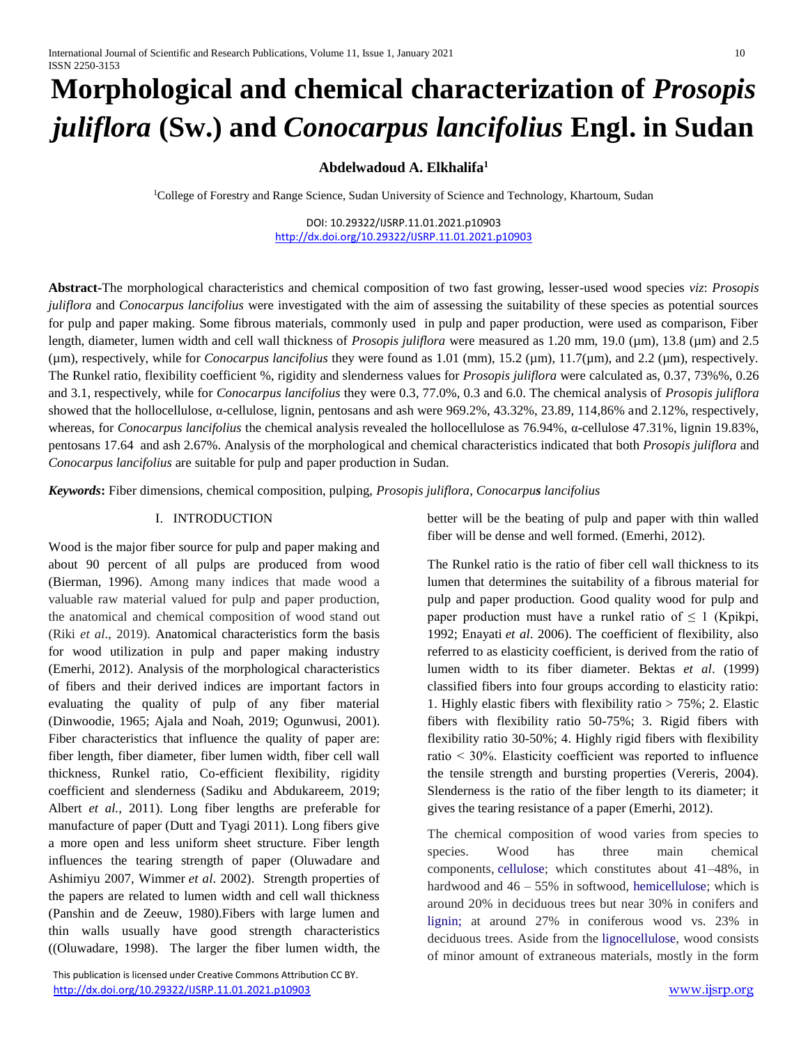# Morphological and chemical characterization of *Prosopis juliflora* (Sw.) and *Conocarpus lancifolius* Engl. in Sudan

**Abdelwadoud A. Elkhalifa[1]**

[1]College of Forestry and Range Science, Sudan University of Science and Technology, Khartoum, Sudan

DOI: 10.29322/IJSRP.11.01.2021.p10903
http://dx.doi.org/10.29322/IJSRP.11.01.2021.p10903

**Abstract**-The morphological characteristics and chemical composition of two fast growing, lesser-used wood species *viz*: *Prosopis juliflora* and *Conocarpus lancifolius* were investigated with the aim of assessing the suitability of these species as potential sources for pulp and paper making. Some fibrous materials, commonly used in pulp and paper production, were used as comparison, Fiber length, diameter, lumen width and cell wall thickness of *Prosopis juliflora* were measured as 1.20 mm, 19.0 (µm), 13.8 (µm) and 2.5 (µm), respectively, while for *Conocarpus lancifolius* they were found as 1.01 (mm), 15.2 (µm), 11.7(µm), and 2.2 (µm), respectively. The Runkel ratio, flexibility coefficient %, rigidity and slenderness values for *Prosopis juliflora* were calculated as, 0.37, 73%%, 0.26 and 3.1, respectively, while for *Conocarpus lancifolius* they were 0.3, 77.0%, 0.3 and 6.0. The chemical analysis of *Prosopis juliflora* showed that the hollocellulose, α-cellulose, lignin, pentosans and ash were 969.2%, 43.32%, 23.89, 114,86% and 2.12%, respectively, whereas, for *Conocarpus lancifolius* the chemical analysis revealed the hollocellulose as 76.94%, α-cellulose 47.31%, lignin 19.83%, pentosans 17.64 and ash 2.67%. Analysis of the morphological and chemical characteristics indicated that both *Prosopis juliflora* and *Conocarpus lancifolius* are suitable for pulp and paper production in Sudan.

***Keywords*:** Fiber dimensions, chemical composition, pulping, *Prosopis juliflora, Conocarpus lancifolius*

## I. INTRODUCTION

Wood is the major fiber source for pulp and paper making and about 90 percent of all pulps are produced from wood (Bierman, 1996). Among many indices that made wood a valuable raw material valued for pulp and paper production, the anatomical and chemical composition of wood stand out (Riki *et al*., 2019). Anatomical characteristics form the basis for wood utilization in pulp and paper making industry (Emerhi, 2012). Analysis of the morphological characteristics of fibers and their derived indices are important factors in evaluating the quality of pulp of any fiber material (Dinwoodie, 1965; Ajala and Noah, 2019; Ogunwusi, 2001). Fiber characteristics that influence the quality of paper are: fiber length, fiber diameter, fiber lumen width, fiber cell wall thickness, Runkel ratio, Co-efficient flexibility, rigidity coefficient and slenderness (Sadiku and Abdukareem, 2019; Albert *et al.,* 2011). Long fiber lengths are preferable for manufacture of paper (Dutt and Tyagi 2011). Long fibers give a more open and less uniform sheet structure. Fiber length influences the tearing strength of paper (Oluwadare and Ashimiyu 2007, Wimmer *et al*. 2002). Strength properties of the papers are related to lumen width and cell wall thickness (Panshin and de Zeeuw, 1980).Fibers with large lumen and thin walls usually have good strength characteristics ((Oluwadare, 1998). The larger the fiber lumen width, the better will be the beating of pulp and paper with thin walled fiber will be dense and well formed. (Emerhi, 2012).

The Runkel ratio is the ratio of fiber cell wall thickness to its lumen that determines the suitability of a fibrous material for pulp and paper production. Good quality wood for pulp and paper production must have a runkel ratio of ≤ 1 (Kpikpi, 1992; Enayati *et al*. 2006). The coefficient of flexibility, also referred to as elasticity coefficient, is derived from the ratio of lumen width to its fiber diameter. Bektas *et al*. (1999) classified fibers into four groups according to elasticity ratio: 1. Highly elastic fibers with flexibility ratio > 75%; 2. Elastic fibers with flexibility ratio 50-75%; 3. Rigid fibers with flexibility ratio 30-50%; 4. Highly rigid fibers with flexibility ratio < 30%. Elasticity coefficient was reported to influence the tensile strength and bursting properties (Vereris, 2004). Slenderness is the ratio of the fiber length to its diameter; it gives the tearing resistance of a paper (Emerhi, 2012).

The chemical composition of wood varies from species to species. Wood has three main chemical components, cellulose; which constitutes about 41–48%, in hardwood and 46 – 55% in softwood, hemicellulose; which is around 20% in deciduous trees but near 30% in conifers and lignin; at around 27% in coniferous wood vs. 23% in deciduous trees. Aside from the lignocellulose, wood consists of minor amount of extraneous materials, mostly in the form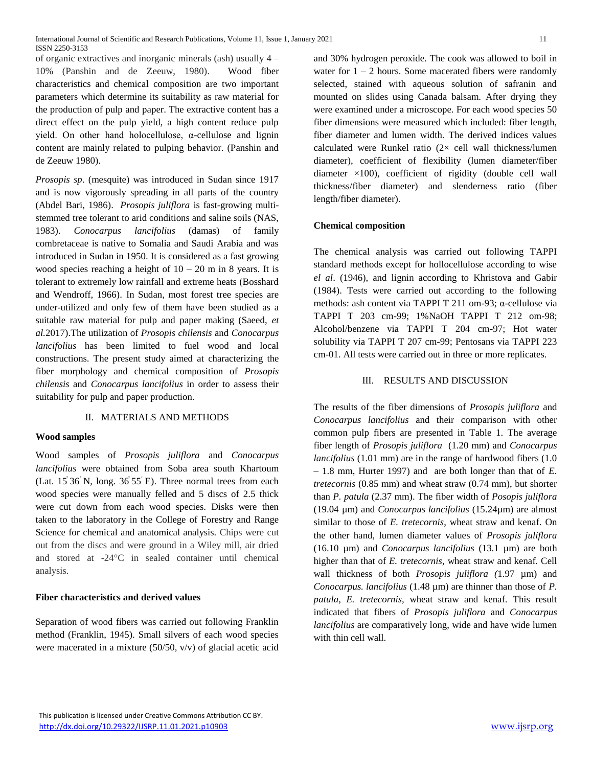of organic extractives and inorganic minerals (ash) usually 4 – 10% (Panshin and de Zeeuw, 1980). Wood fiber characteristics and chemical composition are two important parameters which determine its suitability as raw material for the production of pulp and paper. The extractive content has a direct effect on the pulp yield, a high content reduce pulp yield. On other hand holocellulose, α-cellulose and lignin content are mainly related to pulping behavior. (Panshin and de Zeeuw 1980).

*Prosopis sp*. (mesquite) was introduced in Sudan since 1917 and is now vigorously spreading in all parts of the country (Abdel Bari, 1986). *Prosopis juliflora* is fast-growing multi-stemmed tree tolerant to arid conditions and saline soils (NAS, 1983). *Conocarpus lancifolius* (damas) of family combretaceae is native to Somalia and Saudi Arabia and was introduced in Sudan in 1950. It is considered as a fast growing wood species reaching a height of 10 – 20 m in 8 years. It is tolerant to extremely low rainfall and extreme heats (Bosshard and Wendroff, 1966). In Sudan, most forest tree species are under-utilized and only few of them have been studied as a suitable raw material for pulp and paper making (Saeed, *et al*.2017).The utilization of *Prosopis chilensis* and *Conocarpus lancifolius* has been limited to fuel wood and local constructions. The present study aimed at characterizing the fiber morphology and chemical composition of *Prosopis chilensis* and *Conocarpus lancifolius* in order to assess their suitability for pulp and paper production.

## II. MATERIALS AND METHODS

**Wood samples**

Wood samples of *Prosopis juliflora* and *Conocarpus lancifolius* were obtained from Soba area south Khartoum (Lat. 15° 36′ N, long. 36° 55′ E). Three normal trees from each wood species were manually felled and 5 discs of 2.5 thick were cut down from each wood species. Disks were then taken to the laboratory in the College of Forestry and Range Science for chemical and anatomical analysis. Chips were cut out from the discs and were ground in a Wiley mill, air dried and stored at -24°C in sealed container until chemical analysis.

**Fiber characteristics and derived values**

Separation of wood fibers was carried out following Franklin method (Franklin, 1945). Small silvers of each wood species were macerated in a mixture (50/50, v/v) of glacial acetic acid and 30% hydrogen peroxide. The cook was allowed to boil in water for 1 – 2 hours. Some macerated fibers were randomly selected, stained with aqueous solution of safranin and mounted on slides using Canada balsam. After drying they were examined under a microscope. For each wood species 50 fiber dimensions were measured which included: fiber length, fiber diameter and lumen width. The derived indices values calculated were Runkel ratio (2× cell wall thickness/lumen diameter), coefficient of flexibility (lumen diameter/fiber diameter ×100), coefficient of rigidity (double cell wall thickness/fiber diameter) and slenderness ratio (fiber length/fiber diameter).

**Chemical composition**

The chemical analysis was carried out following TAPPI standard methods except for hollocellulose according to wise *el al*. (1946), and lignin according to Khristova and Gabir (1984). Tests were carried out according to the following methods: ash content via TAPPI T 211 om-93; α-cellulose via TAPPI T 203 cm-99; 1%NaOH TAPPI T 212 om-98; Alcohol/benzene via TAPPI T 204 cm-97; Hot water solubility via TAPPI T 207 cm-99; Pentosans via TAPPI 223 cm-01. All tests were carried out in three or more replicates.

## III. RESULTS AND DISCUSSION

The results of the fiber dimensions of *Prosopis juliflora* and *Conocarpus lancifolius* and their comparison with other common pulp fibers are presented in Table 1. The average fiber length of *Prosopis juliflora* (1.20 mm) and *Conocarpus lancifolius* (1.01 mm) are in the range of hardwood fibers (1.0 – 1.8 mm, Hurter 1997) and are both longer than that of *E. tretecornis* (0.85 mm) and wheat straw (0.74 mm), but shorter than *P. patula* (2.37 mm). The fiber width of *Posopis juliflora* (19.04 µm) and *Conocarpus lancifolius* (15.24µm) are almost similar to those of *E. tretecornis*, wheat straw and kenaf. On the other hand, lumen diameter values of *Prosopis juliflora* (16.10 µm) and *Conocarpus lancifolius* (13.1 µm) are both higher than that of *E. tretecornis*, wheat straw and kenaf. Cell wall thickness of both *Prosopis juliflora (*1.97 µm) and *Conocarpus. lancifolius* (1.48 µm) are thinner than those of *P. patula*, *E. tretecornis,* wheat straw and kenaf. This result indicated that fibers of *Prosopis juliflora* and *Conocarpus lancifolius* are comparatively long, wide and have wide lumen with thin cell wall.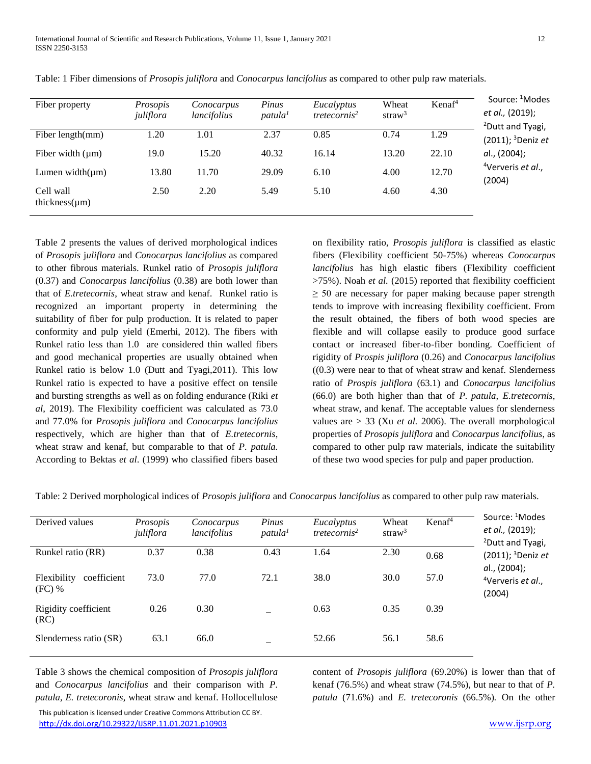Table: 1 Fiber dimensions of *Prosopis juliflora* and *Conocarpus lancifolius* as compared to other pulp raw materials.

| Fiber property | *Prosopis juliflora* | *Conocarpus lancifolius* | *Pinus patula*[1] | *Eucalyptus tretecornis*[2] | Wheat straw[3] | Kenaf[4] |
|---|---|---|---|---|---|---|
| Fiber length(mm) | 1.20 | 1.01 | 2.37 | 0.85 | 0.74 | 1.29 |
| Fiber width (µm) | 19.0 | 15.20 | 40.32 | 16.14 | 13.20 | 22.10 |
| Lumen width(µm) | 13.80 | 11.70 | 29.09 | 6.10 | 4.00 | 12.70 |
| Cell wall thickness(µm) | 2.50 | 2.20 | 5.49 | 5.10 | 4.60 | 4.30 |

Source: [1]Modes *et al.,* (2019); [2]Dutt and Tyagi, (2011); [3]Deniz *et al*., (2004); [4]Ververis *et al*., (2004)

Table 2 presents the values of derived morphological indices of *Prosopis juliflora* and *Conocarpus lancifolius* as compared to other fibrous materials. Runkel ratio of *Prosopis juliflora* (0.37) and *Conocarpus lancifolius* (0.38) are both lower than that of *E.tretecornis*, wheat straw and kenaf. Runkel ratio is recognized an important property in determining the suitability of fiber for pulp production. It is related to paper conformity and pulp yield (Emerhi, 2012). The fibers with Runkel ratio less than 1.0 are considered thin walled fibers and good mechanical properties are usually obtained when Runkel ratio is below 1.0 (Dutt and Tyagi,2011). This low Runkel ratio is expected to have a positive effect on tensile and bursting strengths as well as on folding endurance (Riki *et al*, 2019). The Flexibility coefficient was calculated as 73.0 and 77.0% for *Prosopis juliflora* and *Conocarpus lancifolius* respectively, which are higher than that of *E.tretecornis*, wheat straw and kenaf, but comparable to that of *P. patula.* According to Bektas *et al*. (1999) who classified fibers based on flexibility ratio, *Prosopis juliflora* is classified as elastic fibers (Flexibility coefficient 50-75%) whereas *Conocarpus lancifolius* has high elastic fibers (Flexibility coefficient >75%). Noah *et al.* (2015) reported that flexibility coefficient ≥ 50 are necessary for paper making because paper strength tends to improve with increasing flexibility coefficient. From the result obtained, the fibers of both wood species are flexible and will collapse easily to produce good surface contact or increased fiber-to-fiber bonding. Coefficient of rigidity of *Prospis juliflora* (0.26) and *Conocarpus lancifolius* ((0.3) were near to that of wheat straw and kenaf. Slenderness ratio of *Prospis juliflora* (63.1) and *Conocarpus lancifolius* (66.0) are both higher than that of *P. patula*, *E.tretecornis*, wheat straw, and kenaf. The acceptable values for slenderness values are > 33 (Xu *et al.* 2006). The overall morphological properties of *Prosopis juliflora* and *Conocarpus lancifolius*, as compared to other pulp raw materials, indicate the suitability of these two wood species for pulp and paper production.

Table: 2 Derived morphological indices of *Prosopis juliflora* and *Conocarpus lancifolius* as compared to other pulp raw materials.

| Derived values | *Prosopis juliflora* | *Conocarpus lancifolius* | *Pinus patula*[1] | *Eucalyptus tretecornis*[2] | Wheat straw[3] | Kenaf[4] |
|---|---|---|---|---|---|---|
| Runkel ratio (RR) | 0.37 | 0.38 | 0.43 | 1.64 | 2.30 | 0.68 |
| Flexibility coefficient (FC) % | 73.0 | 77.0 | 72.1 | 38.0 | 30.0 | 57.0 |
| Rigidity coefficient (RC) | 0.26 | 0.30 | _ | 0.63 | 0.35 | 0.39 |
| Slenderness ratio (SR) | 63.1 | 66.0 | _ | 52.66 | 56.1 | 58.6 |

Source: [1]Modes *et al.,* (2019); [2]Dutt and Tyagi, (2011); [3]Deniz *et al*., (2004); [4]Ververis *et al*., (2004)

Table 3 shows the chemical composition of *Prosopis juliflora* and *Conocarpus lancifolius* and their comparison with *P. patula*, *E. tretecoronis*, wheat straw and kenaf. Hollocellulose content of *Prosopis juliflora* (69.20%) is lower than that of kenaf (76.5%) and wheat straw (74.5%), but near to that of *P. patula* (71.6%) and *E. tretecoronis* (66.5%)*.* On the other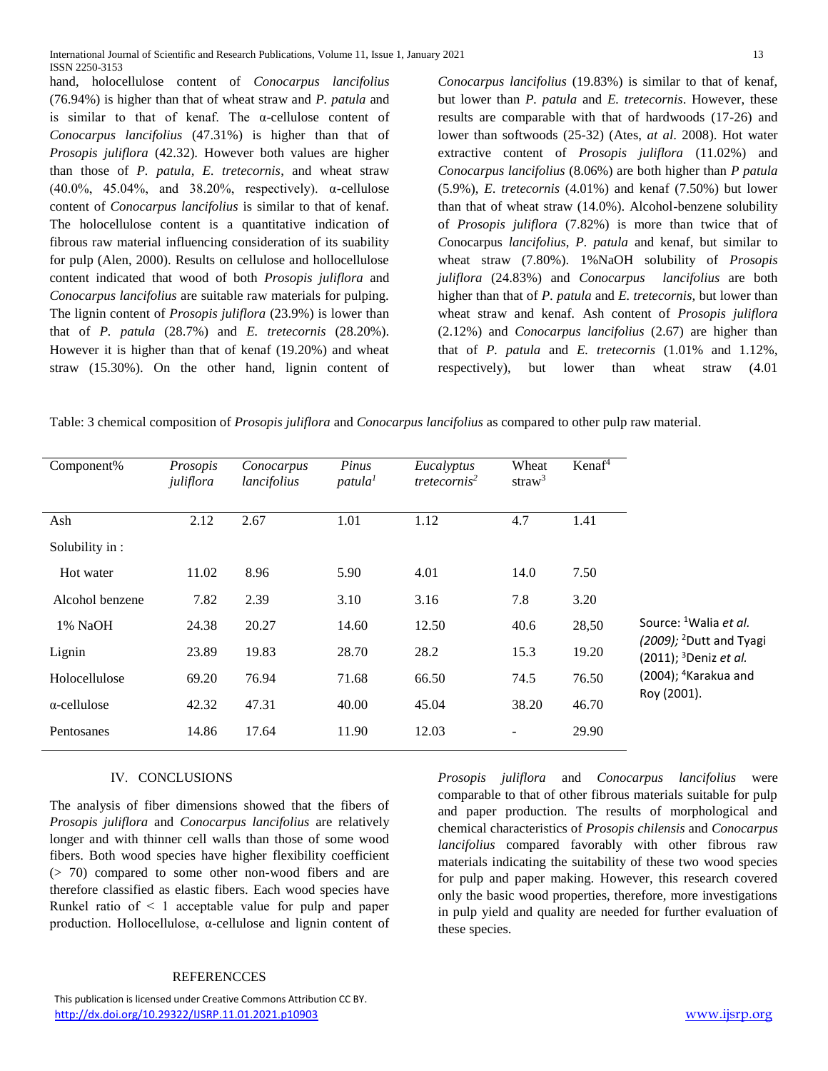hand, holocellulose content of *Conocarpus lancifolius* (76.94%) is higher than that of wheat straw and *P. patula* and is similar to that of kenaf. The α-cellulose content of *Conocarpus lancifolius* (47.31%) is higher than that of *Prosopis juliflora* (42.32). However both values are higher than those of *P. patula, E. tretecornis*, and wheat straw (40.0%, 45.04%, and 38.20%, respectively). α-cellulose content of *Conocarpus lancifolius* is similar to that of kenaf. The holocellulose content is a quantitative indication of fibrous raw material influencing consideration of its suability for pulp (Alen, 2000). Results on cellulose and hollocellulose content indicated that wood of both *Prosopis juliflora* and *Conocarpus lancifolius* are suitable raw materials for pulping. The lignin content of *Prosopis juliflora* (23.9%) is lower than that of *P. patula* (28.7%) and *E. tretecornis* (28.20%). However it is higher than that of kenaf (19.20%) and wheat straw (15.30%). On the other hand, lignin content of *Conocarpus lancifolius* (19.83%) is similar to that of kenaf, but lower than *P. patula* and *E. tretecornis*. However, these results are comparable with that of hardwoods (17-26) and lower than softwoods (25-32) (Ates, *at al*. 2008). Hot water extractive content of *Prosopis juliflora* (11.02%) and *Conocarpus lancifolius* (8.06%) are both higher than *P patula* (5.9%), *E. tretecornis* (4.01%) and kenaf (7.50%) but lower than that of wheat straw (14.0%). Alcohol-benzene solubility of *Prosopis juliflora* (7.82%) is more than twice that of *C*onocarpus *lancifolius*, *P. patula* and kenaf, but similar to wheat straw (7.80%). 1%NaOH solubility of *Prosopis juliflora* (24.83%) and *Conocarpus lancifolius* are both higher than that of *P. patula* and *E. tretecornis,* but lower than wheat straw and kenaf. Ash content of *Prosopis juliflora* (2.12%) and *Conocarpus lancifolius* (2.67) are higher than that of *P. patula* and *E. tretecornis* (1.01% and 1.12%, respectively), but lower than wheat straw (4.01

Table: 3 chemical composition of *Prosopis juliflora* and *Conocarpus lancifolius* as compared to other pulp raw material.

| Component% | *Prosopis juliflora* | *Conocarpus lancifolius* | *Pinus patula*[1] | *Eucalyptus tretecornis*[2] | Wheat straw[3] | Kenaf[4] |
|---|---|---|---|---|---|---|
| Ash | 2.12 | 2.67 | 1.01 | 1.12 | 4.7 | 1.41 |
| Solubility in : | | | | | | |
| Hot water | 11.02 | 8.96 | 5.90 | 4.01 | 14.0 | 7.50 |
| Alcohol benzene | 7.82 | 2.39 | 3.10 | 3.16 | 7.8 | 3.20 |
| 1% NaOH | 24.38 | 20.27 | 14.60 | 12.50 | 40.6 | 28,50 |
| Lignin | 23.89 | 19.83 | 28.70 | 28.2 | 15.3 | 19.20 |
| Holocellulose | 69.20 | 76.94 | 71.68 | 66.50 | 74.5 | 76.50 |
| α-cellulose | 42.32 | 47.31 | 40.00 | 45.04 | 38.20 | 46.70 |
| Pentosanes | 14.86 | 17.64 | 11.90 | 12.03 | - | 29.90 |

Source: [1]Walia *et al. (2009);* [2]Dutt and Tyagi (2011); [3]Deniz *et al.* (2004); [4]Karakua and Roy (2001).

## IV. CONCLUSIONS

The analysis of fiber dimensions showed that the fibers of *Prosopis juliflora* and *Conocarpus lancifolius* are relatively longer and with thinner cell walls than those of some wood fibers. Both wood species have higher flexibility coefficient (> 70) compared to some other non-wood fibers and are therefore classified as elastic fibers. Each wood species have Runkel ratio of < 1 acceptable value for pulp and paper production. Hollocellulose, α-cellulose and lignin content of *Prosopis juliflora* and *Conocarpus lancifolius* were comparable to that of other fibrous materials suitable for pulp and paper production. The results of morphological and chemical characteristics of *Prosopis chilensis* and *Conocarpus lancifolius* compared favorably with other fibrous raw materials indicating the suitability of these two wood species for pulp and paper making. However, this research covered only the basic wood properties, therefore, more investigations in pulp yield and quality are needed for further evaluation of these species.

## REFERENCCES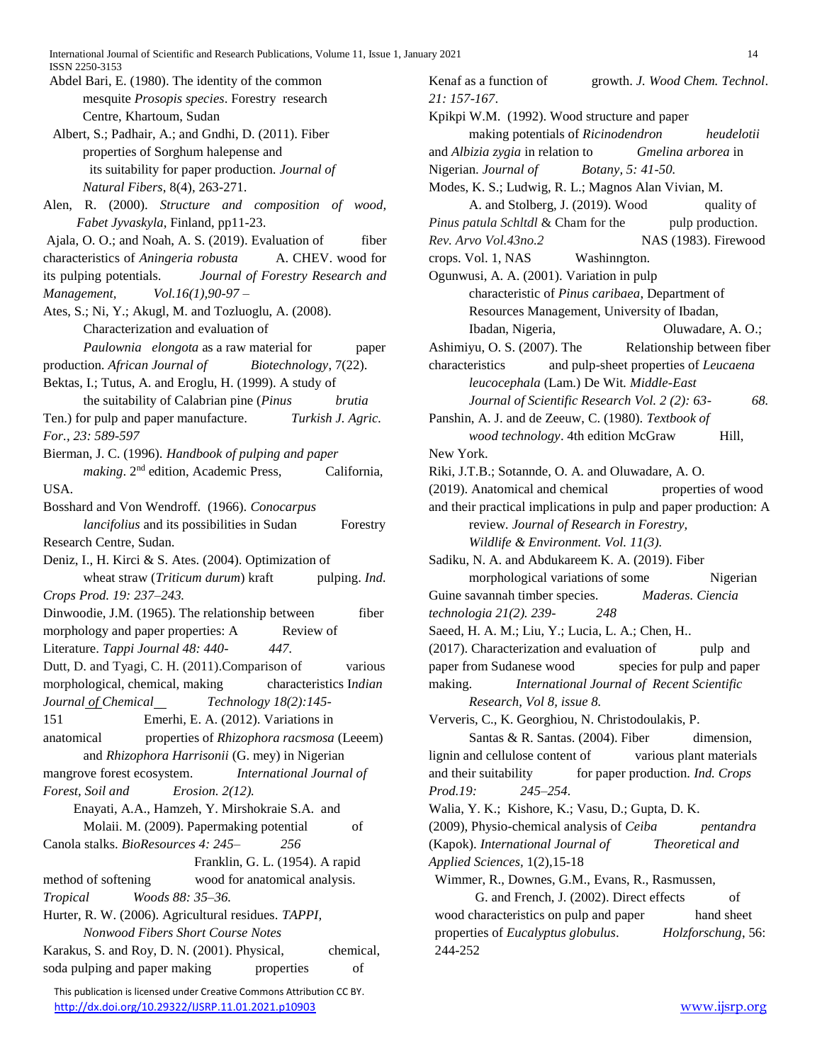Abdel Bari, E. (1980). The identity of the common mesquite *Prosopis species*. Forestry research Centre, Khartoum, Sudan

Albert, S.; Padhair, A.; and Gndhi, D. (2011). Fiber properties of Sorghum halepense and its suitability for paper production. *Journal of Natural Fibers*, 8(4), 263-271.

Alen, R. (2000). *Structure and composition of wood, Fabet Jyvaskyla*, Finland, pp11-23.

Ajala, O. O.; and Noah, A. S. (2019). Evaluation of fiber characteristics of *Aningeria robusta* A. CHEV. wood for its pulping potentials. *Journal of Forestry Research and Management, Vol.16(1),90-97 –*

Ates, S.; Ni, Y.; Akugl, M. and Tozluoglu, A. (2008). Characterization and evaluation of *Paulownia elongota* as a raw material for paper production. *African Journal of Biotechnology*, 7(22).

Bektas, I.; Tutus, A. and Eroglu, H. (1999). A study of the suitability of Calabrian pine (*Pinus brutia* Ten.) for pulp and paper manufacture. *Turkish J. Agric. For., 23: 589-597*

Bierman, J. C. (1996). *Handbook of pulping and paper making*. 2nd edition, Academic Press, California, USA.

Bosshard and Von Wendroff. (1966). *Conocarpus lancifolius* and its possibilities in Sudan Forestry Research Centre, Sudan.

Deniz, I., H. Kirci & S. Ates. (2004). Optimization of wheat straw (*Triticum durum*) kraft pulping. *Ind. Crops Prod. 19: 237–243.*

Dinwoodie, J.M. (1965). The relationship between fiber morphology and paper properties: A Review of Literature. *Tappi Journal 48: 440- 447.*

Dutt, D. and Tyagi, C. H. (2011).Comparison of various morphological, chemical, making characteristics I*ndian Journal of Chemical Technology 18(2):145-151*

Emerhi, E. A. (2012). Variations in anatomical properties of *Rhizophora racsmosa* (Leeem) and *Rhizophora Harrisonii* (G. mey) in Nigerian mangrove forest ecosystem. *International Journal of Forest, Soil and Erosion. 2(12).*

Enayati, A.A., Hamzeh, Y. Mirshokraie S.A. and Molaii. M. (2009). Papermaking potential of Canola stalks. *BioResources 4: 245– 256*

Franklin, G. L. (1954). A rapid method of softening wood for anatomical analysis. *Tropical Woods 88: 35–36.*

Hurter, R. W. (2006). Agricultural residues. *TAPPI, Nonwood Fibers Short Course Notes*

Karakus, S. and Roy, D. N. (2001). Physical, chemical, soda pulping and paper making properties of Kenaf as a function of growth. *J. Wood Chem. Technol. 21: 157-167*.

Kpikpi W.M. (1992). Wood structure and paper making potentials of *Ricinodendron heudelotii* and *Albizia zygia* in relation to *Gmelina arborea* in Nigerian. *Journal of Botany, 5: 41-50.*

Modes, K. S.; Ludwig, R. L.; Magnos Alan Vivian, M. A. and Stolberg, J. (2019). Wood quality of *Pinus patula Schltdl* & Cham for the pulp production. *Rev. Arvo Vol.43no.2*

NAS (1983). Firewood crops. Vol. 1, NAS Washinngton.

Ogunwusi, A. A. (2001). Variation in pulp characteristic of *Pinus caribaea*, Department of Resources Management, University of Ibadan, Ibadan, Nigeria,

Oluwadare, A. O.; Ashimiyu, O. S. (2007). The Relationship between fiber characteristics and pulp-sheet properties of *Leucaena leucocephala* (Lam.) De Wit. *Middle-East Journal of Scientific Research Vol. 2 (2): 63- 68.*

Panshin, A. J. and de Zeeuw, C. (1980). *Textbook of wood technology*. 4th edition McGraw Hill, New York.

Riki, J.T.B.; Sotannde, O. A. and Oluwadare, A. O. (2019). Anatomical and chemical properties of wood and their practical implications in pulp and paper production: A review. *Journal of Research in Forestry, Wildlife & Environment. Vol. 11(3).*

Sadiku, N. A. and Abdukareem K. A. (2019). Fiber morphological variations of some Nigerian Guine savannah timber species. *Maderas. Ciencia technologia 21(2). 239- 248*

Saeed, H. A. M.; Liu, Y.; Lucia, L. A.; Chen, H.. (2017). Characterization and evaluation of pulp and paper from Sudanese wood species for pulp and paper making. *International Journal of Recent Scientific Research, Vol 8, issue 8.*

Ververis, C., K. Georghiou, N. Christodoulakis, P. Santas & R. Santas. (2004). Fiber dimension, lignin and cellulose content of various plant materials and their suitability for paper production. *Ind. Crops Prod.19: 245–254.*

Walia, Y. K.; Kishore, K.; Vasu, D.; Gupta, D. K. (2009), Physio-chemical analysis of *Ceiba pentandra* (Kapok). *International Journal of Theoretical and Applied Sciences,* 1(2),15-18

Wimmer, R., Downes, G.M., Evans, R., Rasmussen, G. and French, J. (2002). Direct effects of wood characteristics on pulp and paper hand sheet properties of *Eucalyptus globulus*. *Holzforschung*, 56: 244-252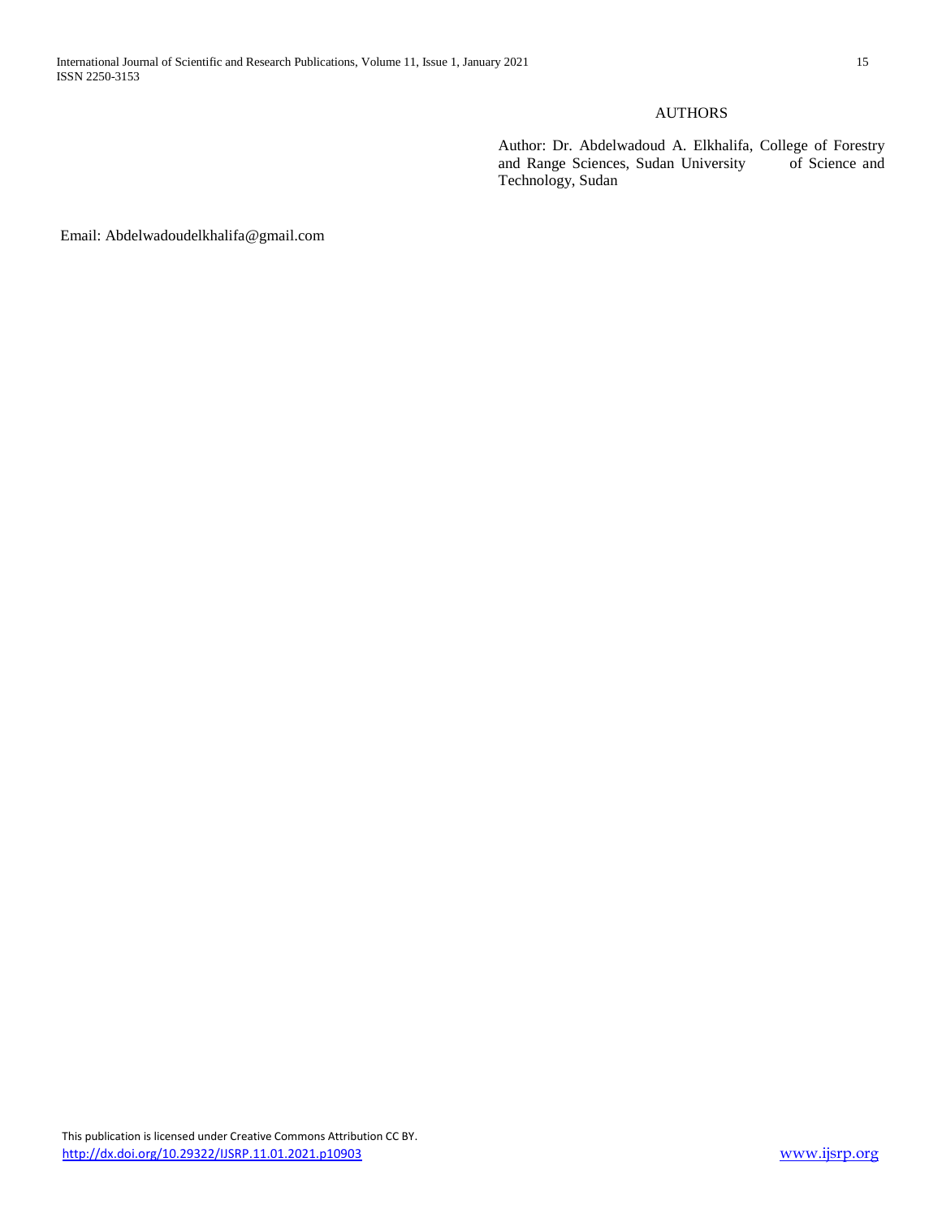## AUTHORS

Author: Dr. Abdelwadoud A. Elkhalifa, College of Forestry and Range Sciences, Sudan University of Science and Technology, Sudan

Email: Abdelwadoudelkhalifa@gmail.com